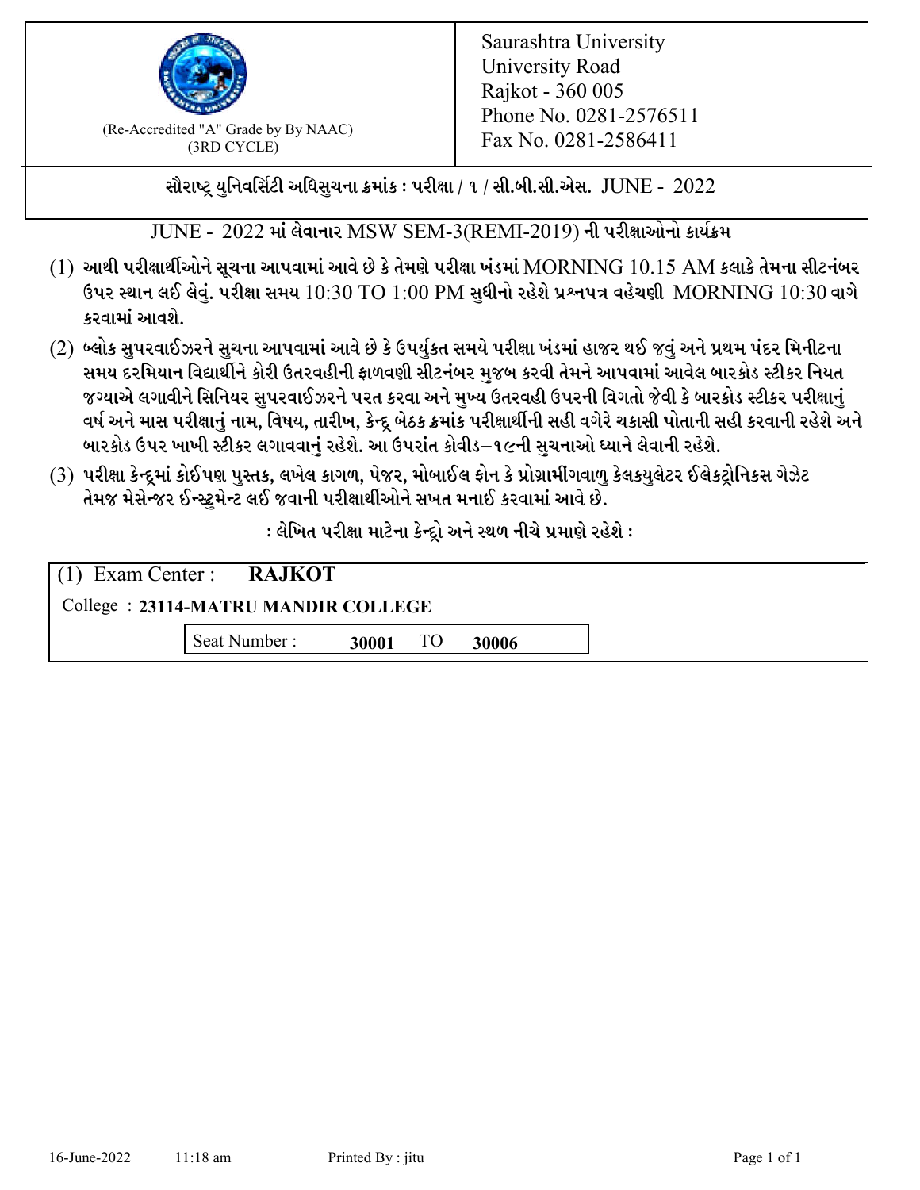(Re-Accredited "A" Grade by By NAAC)
(3RD CYCLE)

Saurashtra University
University Road
Rajkot - 360 005
Phone No. 0281-2576511
Fax No. 0281-2586411

**સૌરાષ્ટ્ર યુનિવર્સિટી અધિસુચના ક્રમાંક : પરીક્ષા / ૧ / સી.બી.સી.એસ. JUNE - 2022**

JUNE - 2022 માં લેવાનાર MSW SEM-3(REMI-2019) ની પરીક્ષાઓનો કાર્યક્રમ

(1) આથી પરીક્ષાર્થીઓને સૂચના આપવામાં આવે છે કે તેમણે પરીક્ષા ખંડમાં MORNING 10.15 AM કલાકે તેમના સીટનંબર ઉપર સ્થાન લઈ લેવું. પરીક્ષા સમય 10:30 TO 1:00 PM સુધીનો રહેશે પ્રશ્નપત્ર વહેચણી MORNING 10:30 વાગે કરવામાં આવશે.

(2) બ્લોક સુપરવાઈઝરને સુચના આપવામાં આવે છે કે ઉપર્યુકત સમયે પરીક્ષા ખંડમાં હાજર થઈ જવું અને પ્રથમ પંદર મિનીટના સમય દરમિયાન વિદ્યાર્થીને કોરી ઉતરવહીની ફાળવણી સીટનંબર મુજબ કરવી તેમને આપવામાં આવેલ બારકોડ સ્ટીકર નિયત જગ્યાએ લગાવીને સિનિયર સુપરવાઈઝરને પરત કરવા અને મુખ્ય ઉતરવહી ઉપરની વિગતો જેવી કે બારકોડ સ્ટીકર પરીક્ષાનું વર્ષ અને માસ પરીક્ષાનું નામ, વિષય, તારીખ, કેન્દ્ર બેઠક ક્રમાંક પરીક્ષાર્થીની સહી વગેરે ચકાસી પોતાની સહી કરવાની રહેશે અને બારકોડ ઉપર ખાખી સ્ટીકર લગાવવાનું રહેશે. આ ઉપરાંત કોવીડ–૧૯ની સુચનાઓ ધ્યાને લેવાની રહેશે.

(3) પરીક્ષા કેન્દ્રમાં કોઈપણ પુસ્તક, લખેલ કાગળ, પેજર, મોબાઈલ ફોન કે પ્રોગ્રામીંગવાળુ કેલકયુલેટર ઈલેકટ્રોનિકસ ગેઝેટ તેમજ મેસેન્જર ઈન્સ્ટ્રુમેન્ટ લઈ જવાની પરીક્ષાર્થીઓને સખત મનાઈ કરવામાં આવે છે.

**: લેખિત પરીક્ષા માટેના કેન્દ્રો અને સ્થળ નીચે પ્રમાણે રહેશે :**

(1) Exam Center : **RAJKOT**

College : **23114-MATRU MANDIR COLLEGE**

Seat Number : **30001** TO **30006**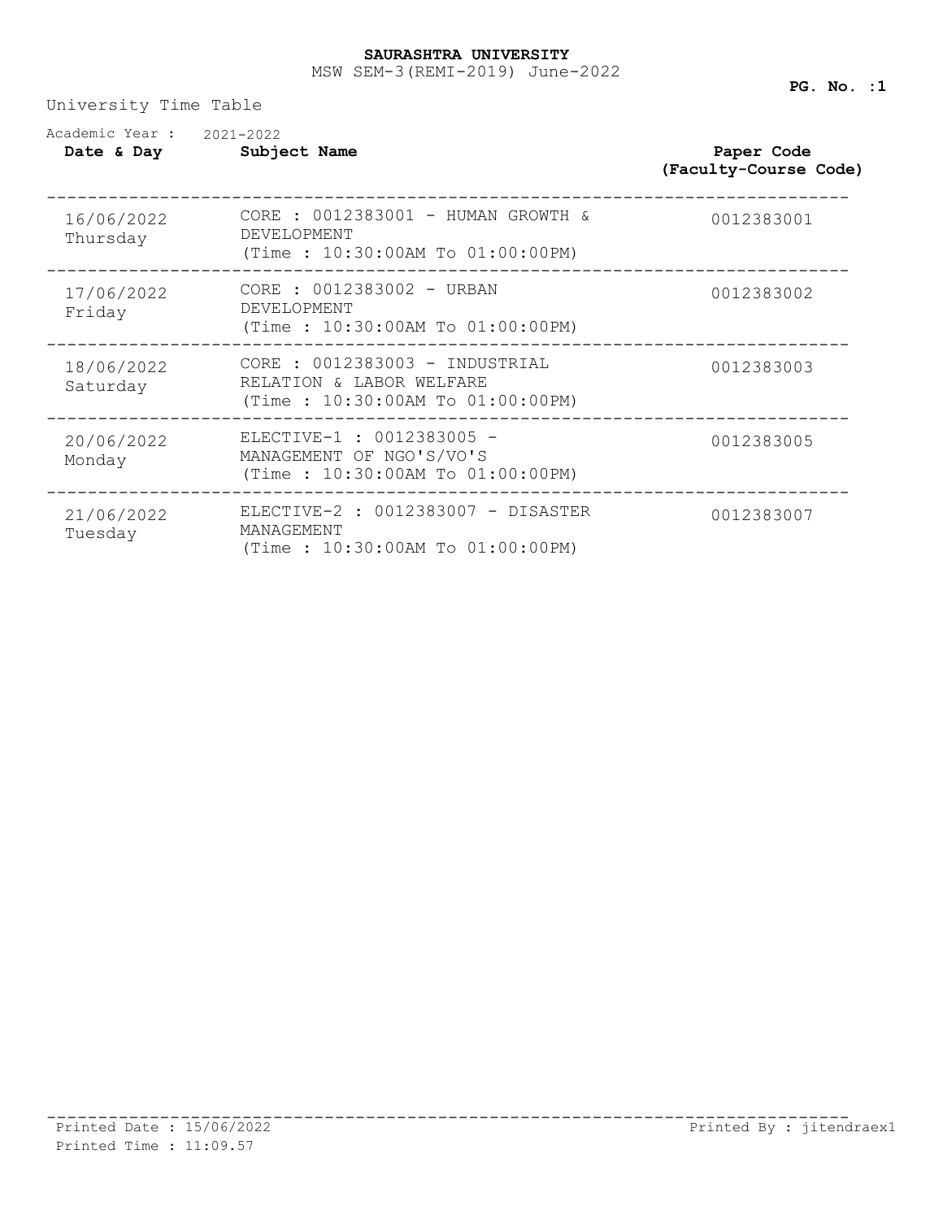**SAURASHTRA UNIVERSITY**

MSW SEM-3(REMI-2019) June-2022

University Time Table

Academic Year : 2021-2022

| Date & Day | Subject Name | Paper Code (Faculty-Course Code) |
| --- | --- | --- |
| 16/06/2022 Thursday | CORE : 0012383001 - HUMAN GROWTH & DEVELOPMENT (Time : 10:30:00AM To 01:00:00PM) | 0012383001 |
| 17/06/2022 Friday | CORE : 0012383002 - URBAN DEVELOPMENT (Time : 10:30:00AM To 01:00:00PM) | 0012383002 |
| 18/06/2022 Saturday | CORE : 0012383003 - INDUSTRIAL RELATION & LABOR WELFARE (Time : 10:30:00AM To 01:00:00PM) | 0012383003 |
| 20/06/2022 Monday | ELECTIVE-1 : 0012383005 - MANAGEMENT OF NGO'S/VO'S (Time : 10:30:00AM To 01:00:00PM) | 0012383005 |
| 21/06/2022 Tuesday | ELECTIVE-2 : 0012383007 - DISASTER MANAGEMENT (Time : 10:30:00AM To 01:00:00PM) | 0012383007 |

Printed Date : 15/06/2022

Printed Time : 11:09.57

Printed By : jitendraex1